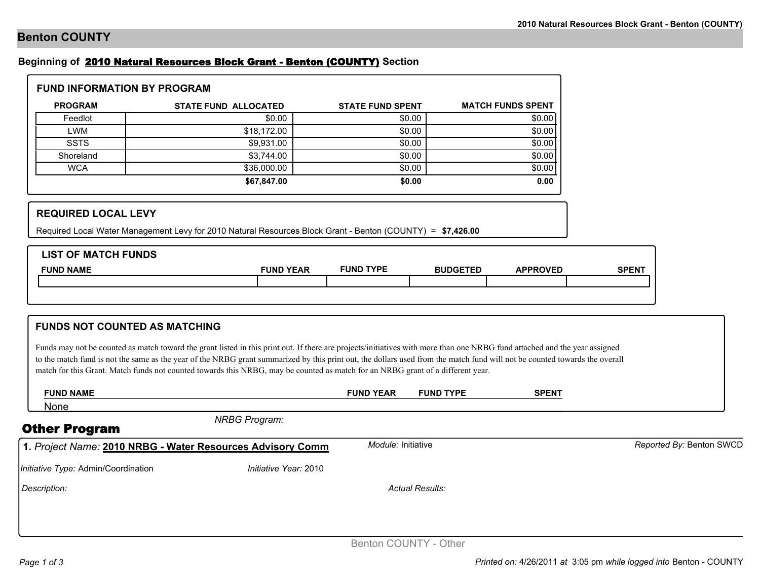# Benton COUNTY

**Beginning of 2010 Natural Resources Block Grant - Benton (COUNTY) Section**

## FUND INFORMATION BY PROGRAM

| PROGRAM | STATE FUND ALLOCATED | STATE FUND SPENT | MATCH FUNDS SPENT |
|---|---|---|---|
| Feedlot | $0.00 | $0.00 | $0.00 |
| LWM | $18,172.00 | $0.00 | $0.00 |
| SSTS | $9,931.00 | $0.00 | $0.00 |
| Shoreland | $3,744.00 | $0.00 | $0.00 |
| WCA | $36,000.00 | $0.00 | $0.00 |
| | **$67,847.00** | **$0.00** | **0.00** |

## REQUIRED LOCAL LEVY

Required Local Water Management Levy for 2010 Natural Resources Block Grant - Benton (COUNTY) = **$7,426.00**

## LIST OF MATCH FUNDS

| FUND NAME | FUND YEAR | FUND TYPE | BUDGETED | APPROVED | SPENT |
|---|---|---|---|---|---|
| | | | | | |

## FUNDS NOT COUNTED AS MATCHING

Funds may not be counted as match toward the grant listed in this print out. If there are projects/initiatives with more than one NRBG fund attached and the year assigned to the match fund is not the same as the year of the NRBG grant summarized by this print out, the dollars used from the match fund will not be counted towards the overall match for this Grant. Match funds not counted towards this NRBG, may be counted as match for an NRBG grant of a different year.

| FUND NAME | FUND YEAR | FUND TYPE | SPENT |
|---|---|---|---|
| None | | | |

*NRBG Program:*

## Other Program

**1.** *Project Name:* **2010 NRBG - Water Resources Advisory Comm**

*Module:* Initiative

*Reported By:* Benton SWCD

*Initiative Type:* Admin/Coordination

*Initiative Year:* 2010

*Description:*

*Actual Results:*

Benton COUNTY - Other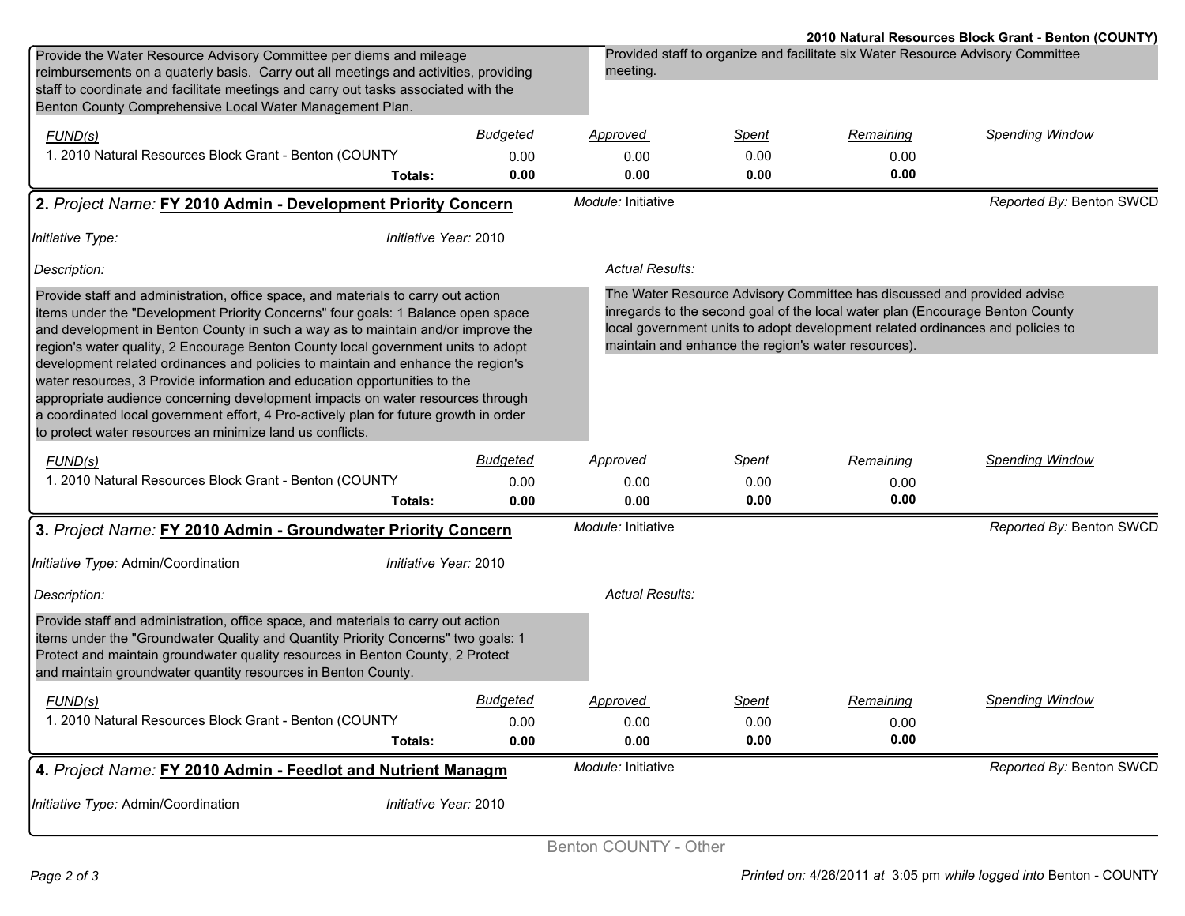Provide the Water Resource Advisory Committee per diems and mileage reimbursements on a quaterly basis. Carry out all meetings and activities, providing staff to coordinate and facilitate meetings and carry out tasks associated with the Benton County Comprehensive Local Water Management Plan.

Provided staff to organize and facilitate six Water Resource Advisory Committee meeting.

| *FUND(s)* | *Budgeted* | *Approved* | *Spent* | *Remaining* | *Spending Window* |
|---|---|---|---|---|---|
| 1. 2010 Natural Resources Block Grant - Benton (COUNTY | 0.00 | 0.00 | 0.00 | 0.00 | |
| **Totals:** | **0.00** | **0.00** | **0.00** | **0.00** | |

## 2. *Project Name:* FY 2010 Admin - Development Priority Concern

*Module:* Initiative

*Reported By:* Benton SWCD

*Initiative Type:*

*Initiative Year:* 2010

*Description:*

Provide staff and administration, office space, and materials to carry out action items under the "Development Priority Concerns" four goals: 1 Balance open space and development in Benton County in such a way as to maintain and/or improve the region's water quality, 2 Encourage Benton County local government units to adopt development related ordinances and policies to maintain and enhance the region's water resources, 3 Provide information and education opportunities to the appropriate audience concerning development impacts on water resources through a coordinated local government effort, 4 Pro-actively plan for future growth in order to protect water resources an minimize land us conflicts.

*Actual Results:*

The Water Resource Advisory Committee has discussed and provided advise inregards to the second goal of the local water plan (Encourage Benton County local government units to adopt development related ordinances and policies to maintain and enhance the region's water resources).

| *FUND(s)* | *Budgeted* | *Approved* | *Spent* | *Remaining* | *Spending Window* |
|---|---|---|---|---|---|
| 1. 2010 Natural Resources Block Grant - Benton (COUNTY | 0.00 | 0.00 | 0.00 | 0.00 | |
| **Totals:** | **0.00** | **0.00** | **0.00** | **0.00** | |

## 3. *Project Name:* FY 2010 Admin - Groundwater Priority Concern

*Module:* Initiative

*Reported By:* Benton SWCD

*Initiative Type:* Admin/Coordination

*Initiative Year:* 2010

*Description:*

Provide staff and administration, office space, and materials to carry out action items under the "Groundwater Quality and Quantity Priority Concerns" two goals: 1 Protect and maintain groundwater quality resources in Benton County, 2 Protect and maintain groundwater quantity resources in Benton County.

*Actual Results:*

| *FUND(s)* | *Budgeted* | *Approved* | *Spent* | *Remaining* | *Spending Window* |
|---|---|---|---|---|---|
| 1. 2010 Natural Resources Block Grant - Benton (COUNTY | 0.00 | 0.00 | 0.00 | 0.00 | |
| **Totals:** | **0.00** | **0.00** | **0.00** | **0.00** | |

## 4. *Project Name:* FY 2010 Admin - Feedlot and Nutrient Managm

*Module:* Initiative

*Reported By:* Benton SWCD

*Initiative Type:* Admin/Coordination

*Initiative Year:* 2010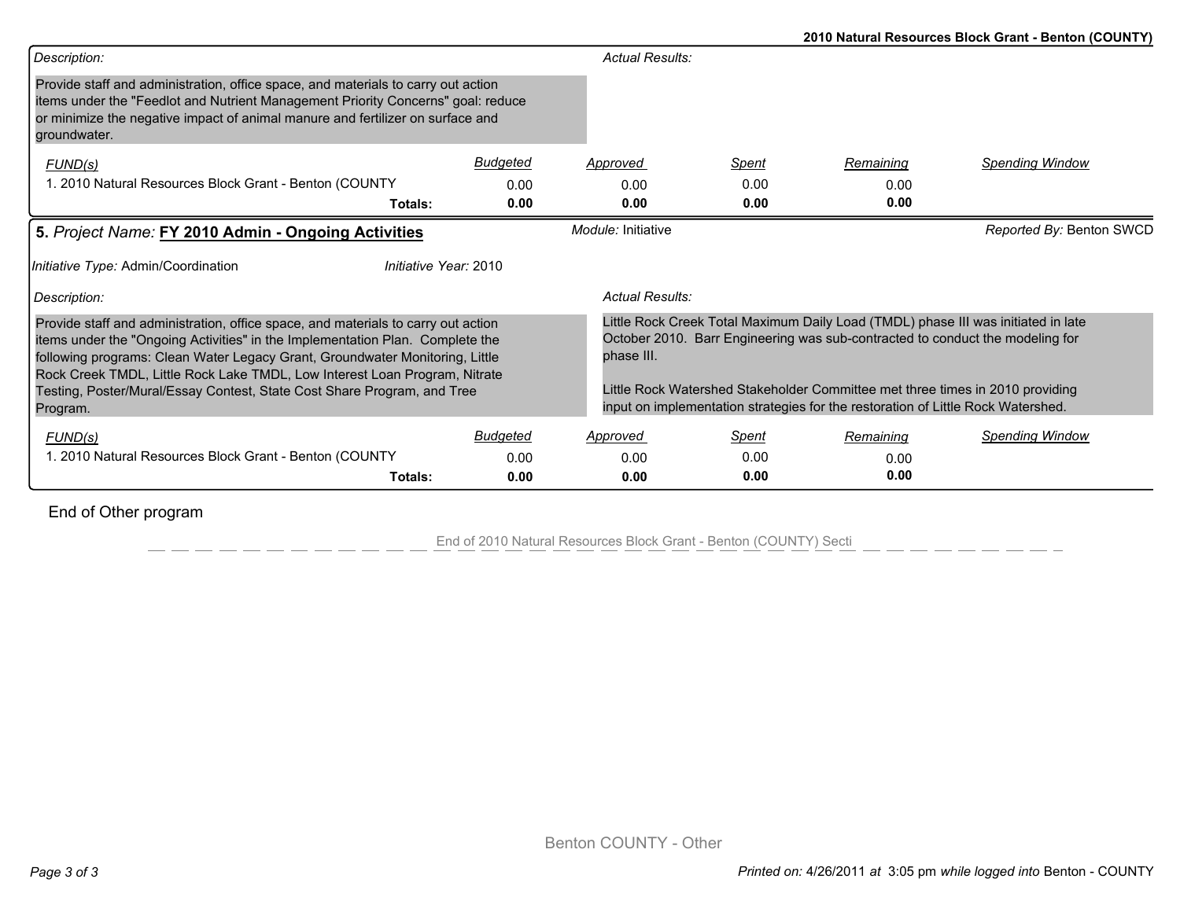*Description:*

Provide staff and administration, office space, and materials to carry out action items under the "Feedlot and Nutrient Management Priority Concerns" goal: reduce or minimize the negative impact of animal manure and fertilizer on surface and groundwater.

*Actual Results:*

| FUND(s) | Budgeted | Approved | Spent | Remaining | Spending Window |
|---|---|---|---|---|---|
| 1. 2010 Natural Resources Block Grant - Benton (COUNTY | 0.00 | 0.00 | 0.00 | 0.00 | |
| **Totals:** | **0.00** | **0.00** | **0.00** | **0.00** | |

## 5. *Project Name:* FY 2010 Admin - Ongoing Activities

*Module:* Initiative

*Reported By:* Benton SWCD

*Initiative Type:* Admin/Coordination

*Initiative Year:* 2010

*Description:*

Provide staff and administration, office space, and materials to carry out action items under the "Ongoing Activities" in the Implementation Plan. Complete the following programs: Clean Water Legacy Grant, Groundwater Monitoring, Little Rock Creek TMDL, Little Rock Lake TMDL, Low Interest Loan Program, Nitrate Testing, Poster/Mural/Essay Contest, State Cost Share Program, and Tree Program.

*Actual Results:*

Little Rock Creek Total Maximum Daily Load (TMDL) phase III was initiated in late October 2010. Barr Engineering was sub-contracted to conduct the modeling for phase III.

Little Rock Watershed Stakeholder Committee met three times in 2010 providing input on implementation strategies for the restoration of Little Rock Watershed.

| FUND(s) | Budgeted | Approved | Spent | Remaining | Spending Window |
|---|---|---|---|---|---|
| 1. 2010 Natural Resources Block Grant - Benton (COUNTY | 0.00 | 0.00 | 0.00 | 0.00 | |
| **Totals:** | **0.00** | **0.00** | **0.00** | **0.00** | |

End of Other program

End of 2010 Natural Resources Block Grant - Benton (COUNTY) Secti

Benton COUNTY - Other

*Printed on:* 4/26/2011 *at* 3:05 pm *while logged into* Benton - COUNTY